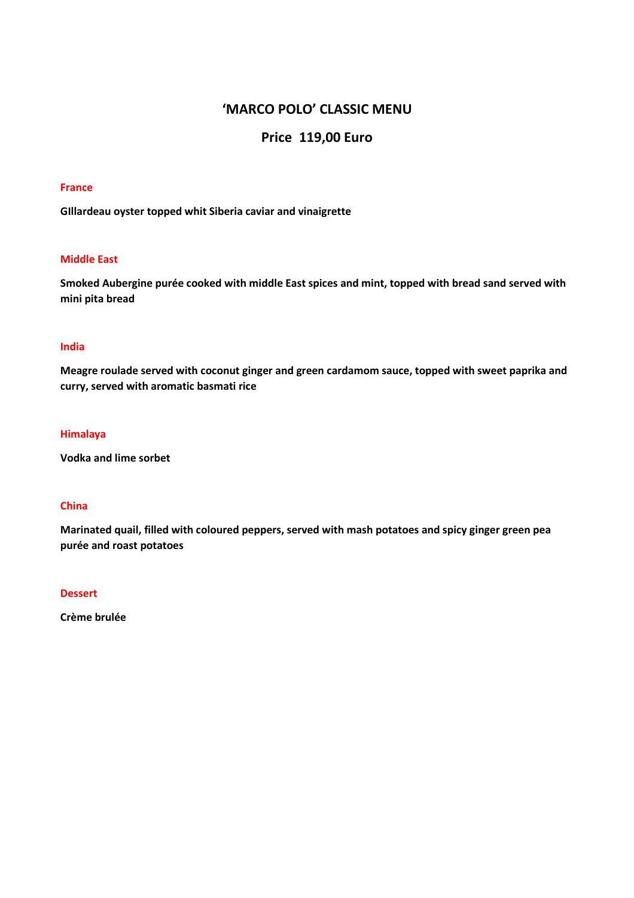# 'MARCO POLO' CLASSIC MENU

## Price 119,00 Euro

### France

**GIllardeau oyster topped whit Siberia caviar and vinaigrette**

### Middle East

**Smoked Aubergine purée cooked with middle East spices and mint, topped with bread sand served with mini pita bread**

### India

**Meagre roulade served with coconut ginger and green cardamom sauce, topped with sweet paprika and curry, served with aromatic basmati rice**

### Himalaya

**Vodka and lime sorbet**

### China

**Marinated quail, filled with coloured peppers, served with mash potatoes and spicy ginger green pea purée and roast potatoes**

### Dessert

**Crème brulée**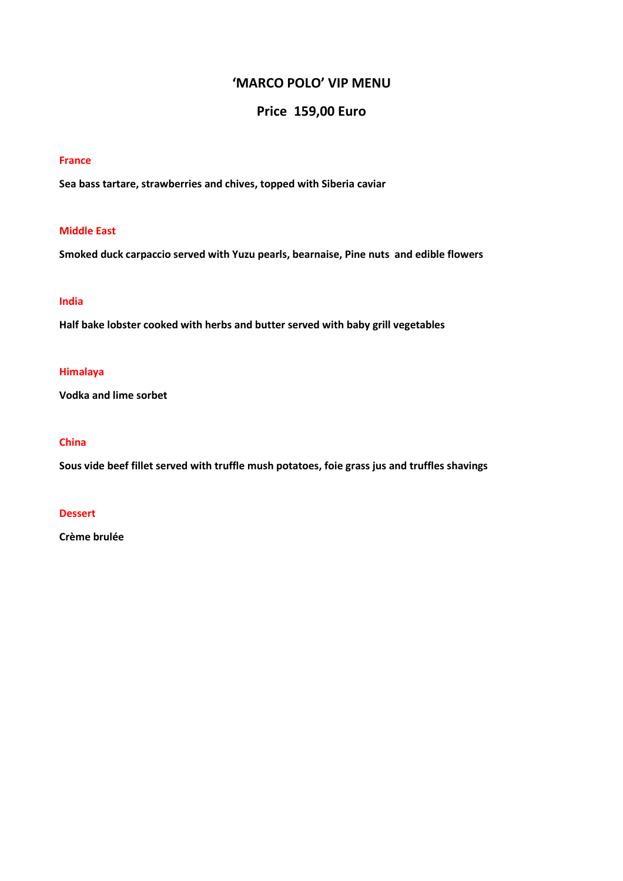# ‘MARCO POLO’ VIP MENU

## Price 159,00 Euro

### France

**Sea bass tartare, strawberries and chives, topped with Siberia caviar**

### Middle East

**Smoked duck carpaccio served with Yuzu pearls, bearnaise, Pine nuts and edible flowers**

### India

**Half bake lobster cooked with herbs and butter served with baby grill vegetables**

### Himalaya

**Vodka and lime sorbet**

### China

**Sous vide beef fillet served with truffle mush potatoes, foie grass jus and truffles shavings**

### Dessert

**Crème brulée**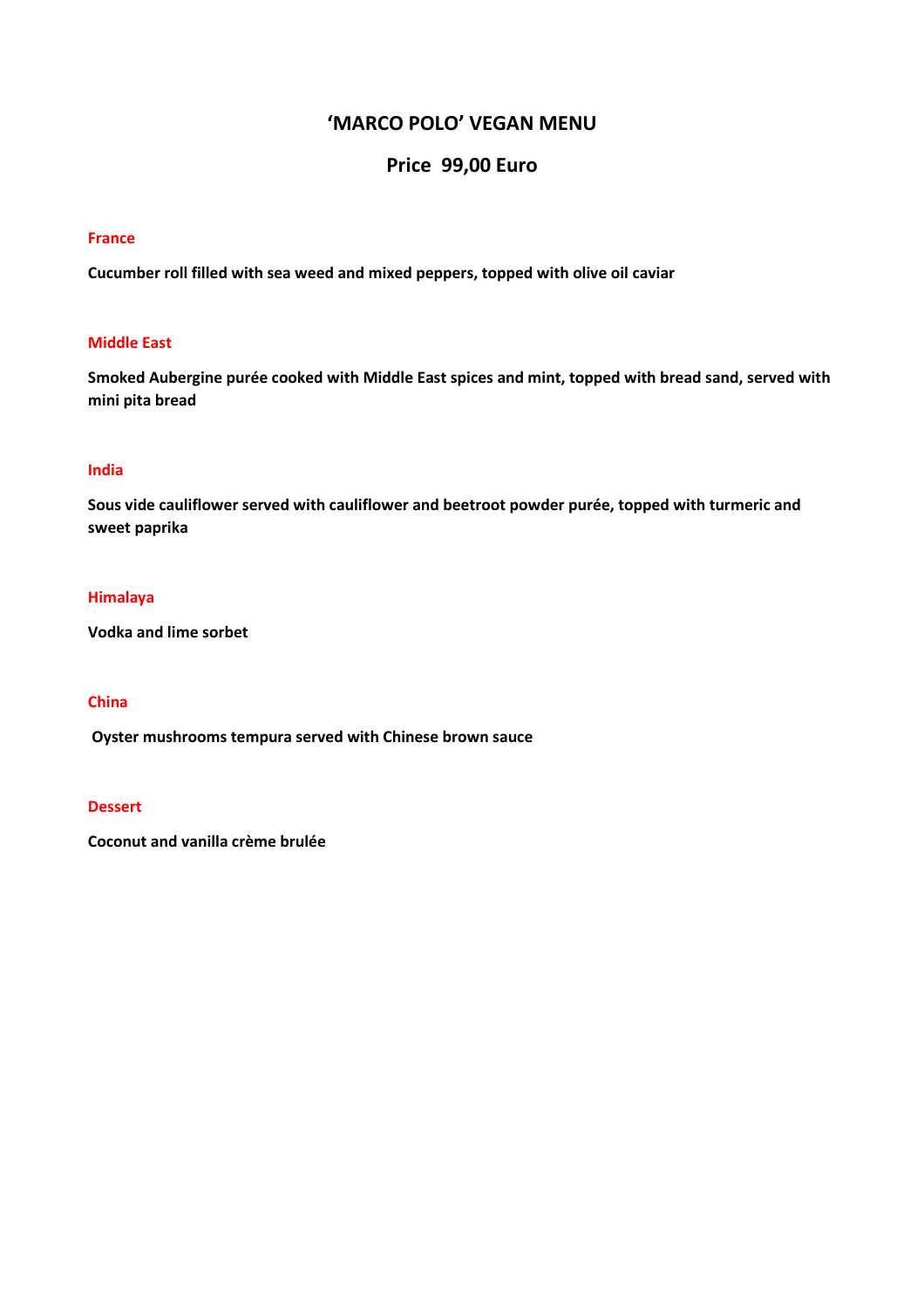# ‘MARCO POLO’ VEGAN MENU

## Price 99,00 Euro

### France

**Cucumber roll filled with sea weed and mixed peppers, topped with olive oil caviar**

### Middle East

**Smoked Aubergine purée cooked with Middle East spices and mint, topped with bread sand, served with mini pita bread**

### India

**Sous vide cauliflower served with cauliflower and beetroot powder purée, topped with turmeric and sweet paprika**

### Himalaya

**Vodka and lime sorbet**

### China

**Oyster mushrooms tempura served with Chinese brown sauce**

### Dessert

**Coconut and vanilla crème brulée**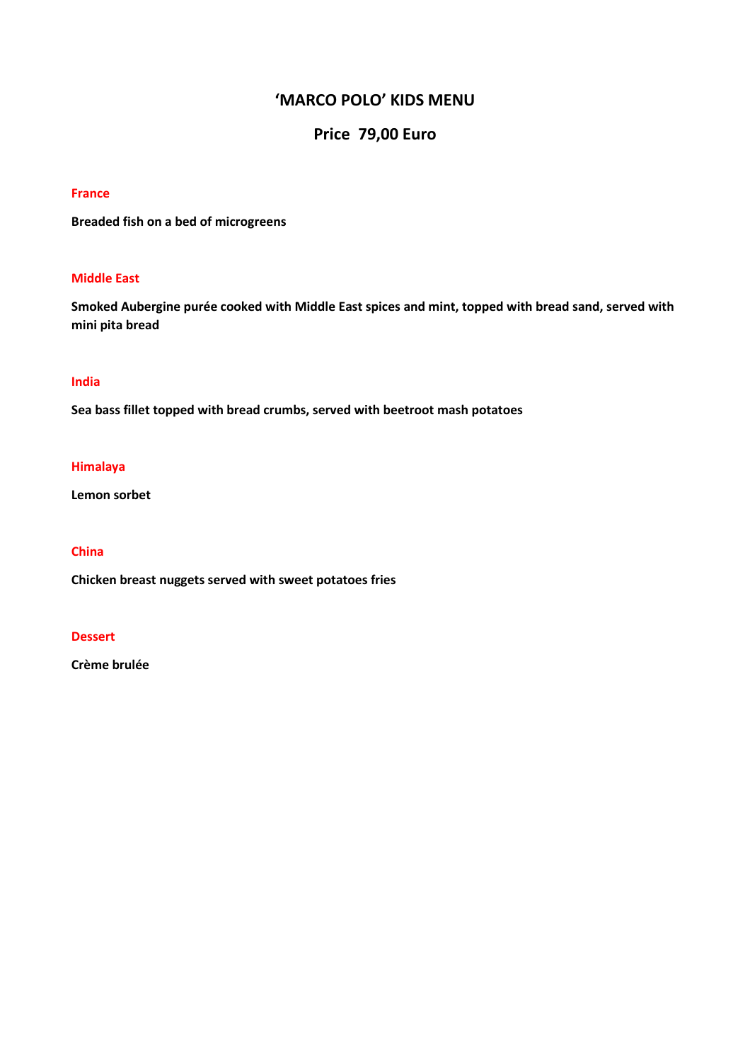# 'MARCO POLO' KIDS MENU

## Price 79,00 Euro

**France**

**Breaded fish on a bed of microgreens**

**Middle East**

**Smoked Aubergine purée cooked with Middle East spices and mint, topped with bread sand, served with mini pita bread**

**India**

**Sea bass fillet topped with bread crumbs, served with beetroot mash potatoes**

**Himalaya**

**Lemon sorbet**

**China**

**Chicken breast nuggets served with sweet potatoes fries**

**Dessert**

**Crème brulée**